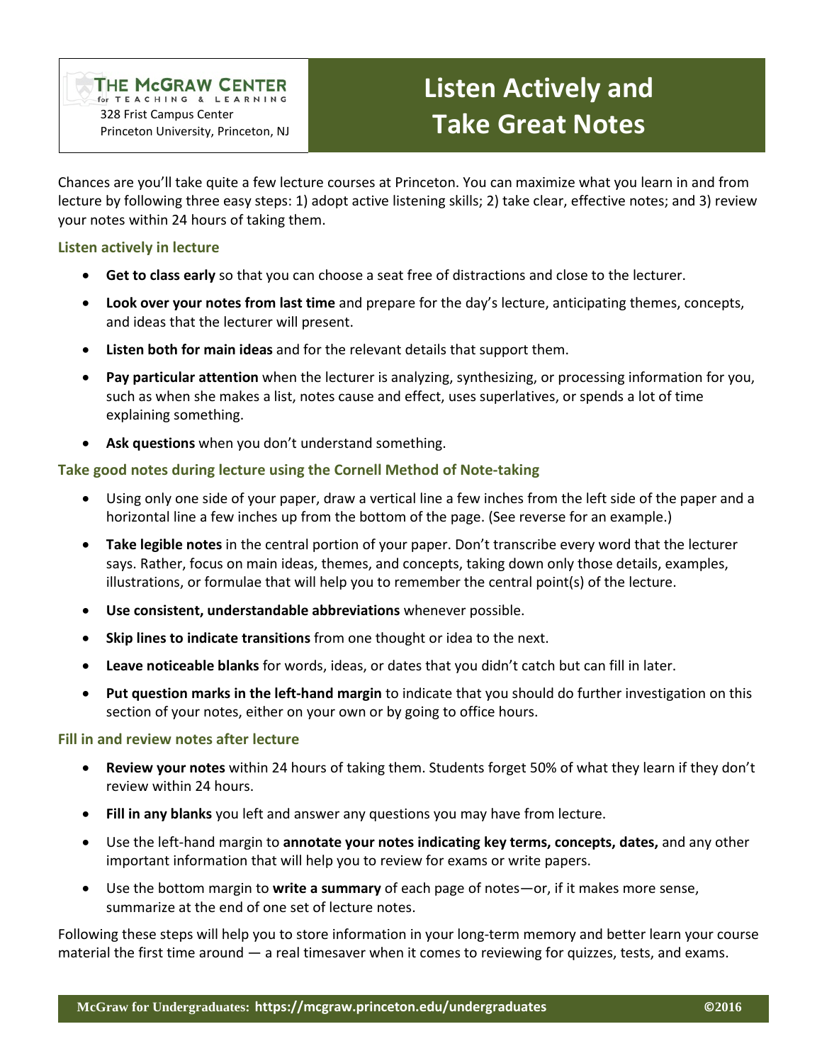THE McGRAW CENTER for TEACHING & LEARNING
328 Frist Campus Center
Princeton University, Princeton, NJ

# Listen Actively and Take Great Notes

Chances are you'll take quite a few lecture courses at Princeton. You can maximize what you learn in and from lecture by following three easy steps: 1) adopt active listening skills; 2) take clear, effective notes; and 3) review your notes within 24 hours of taking them.

## Listen actively in lecture

- **Get to class early** so that you can choose a seat free of distractions and close to the lecturer.
- **Look over your notes from last time** and prepare for the day's lecture, anticipating themes, concepts, and ideas that the lecturer will present.
- **Listen both for main ideas** and for the relevant details that support them.
- **Pay particular attention** when the lecturer is analyzing, synthesizing, or processing information for you, such as when she makes a list, notes cause and effect, uses superlatives, or spends a lot of time explaining something.
- **Ask questions** when you don't understand something.

## Take good notes during lecture using the Cornell Method of Note-taking

- Using only one side of your paper, draw a vertical line a few inches from the left side of the paper and a horizontal line a few inches up from the bottom of the page. (See reverse for an example.)
- **Take legible notes** in the central portion of your paper. Don't transcribe every word that the lecturer says. Rather, focus on main ideas, themes, and concepts, taking down only those details, examples, illustrations, or formulae that will help you to remember the central point(s) of the lecture.
- **Use consistent, understandable abbreviations** whenever possible.
- **Skip lines to indicate transitions** from one thought or idea to the next.
- **Leave noticeable blanks** for words, ideas, or dates that you didn't catch but can fill in later.
- **Put question marks in the left-hand margin** to indicate that you should do further investigation on this section of your notes, either on your own or by going to office hours.

## Fill in and review notes after lecture

- **Review your notes** within 24 hours of taking them. Students forget 50% of what they learn if they don't review within 24 hours.
- **Fill in any blanks** you left and answer any questions you may have from lecture.
- Use the left-hand margin to **annotate your notes indicating key terms, concepts, dates,** and any other important information that will help you to review for exams or write papers.
- Use the bottom margin to **write a summary** of each page of notes—or, if it makes more sense, summarize at the end of one set of lecture notes.

Following these steps will help you to store information in your long-term memory and better learn your course material the first time around — a real timesaver when it comes to reviewing for quizzes, tests, and exams.

**McGraw for Undergraduates: https://mcgraw.princeton.edu/undergraduates** ©2016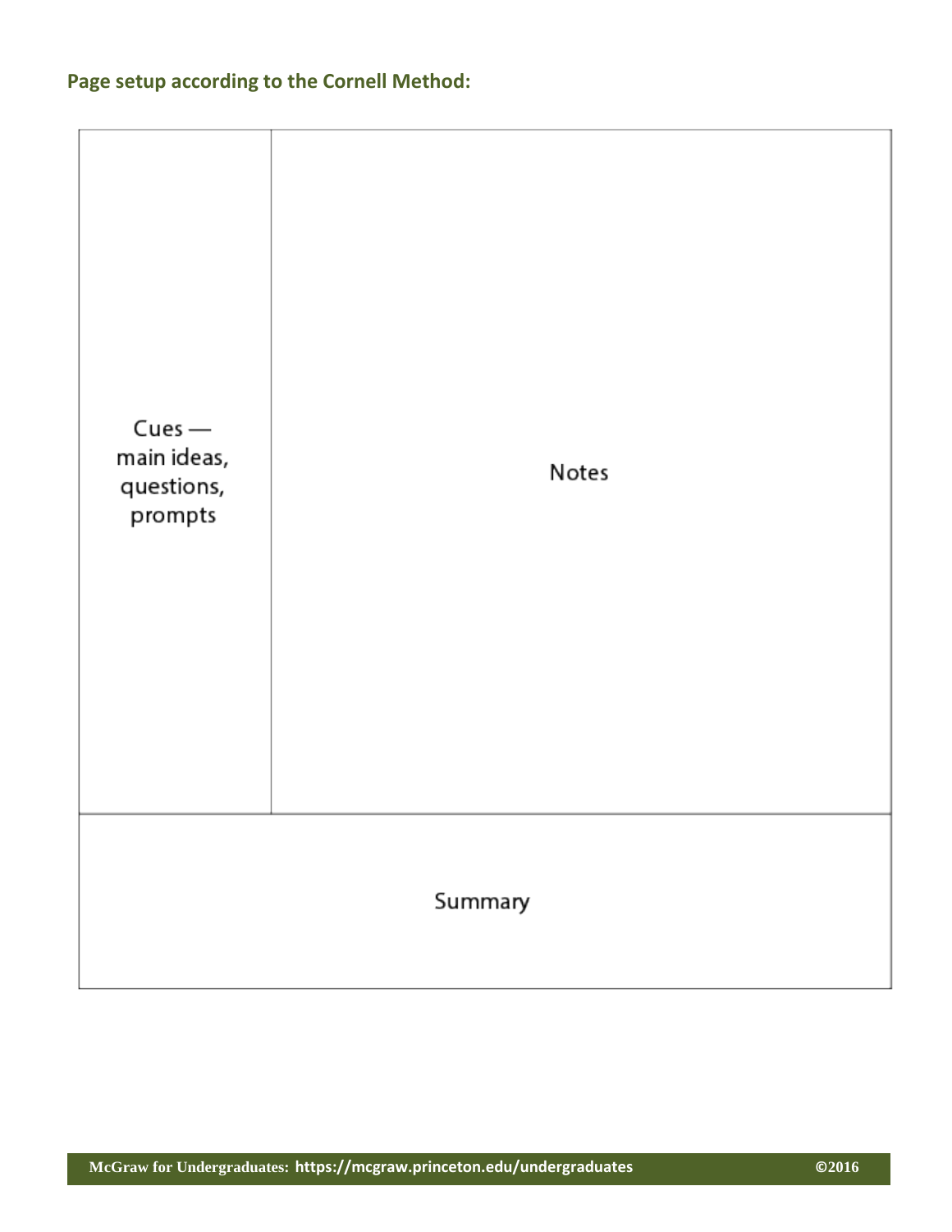**Page setup according to the Cornell Method:**

| | |
|---|---|
| Cues — main ideas, questions, prompts | Notes |
| Summary | |